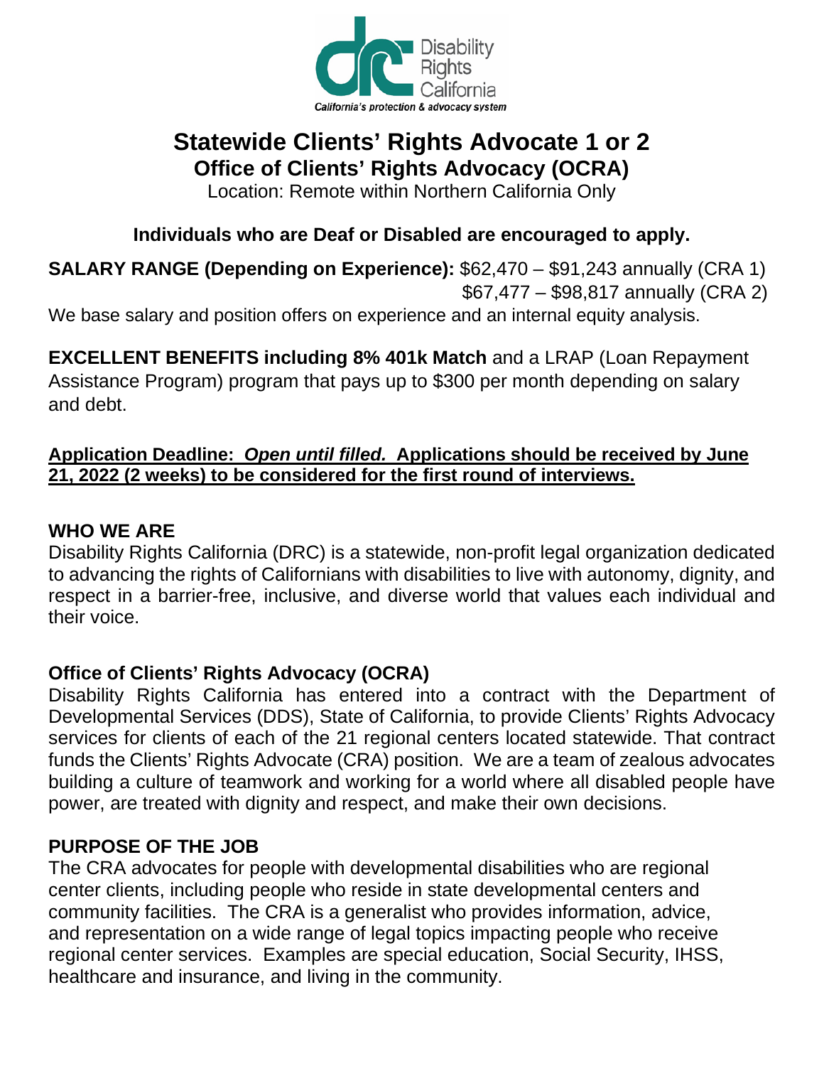Disability Rights California

*California's protection & advocacy system*

# Statewide Clients' Rights Advocate 1 or 2

## Office of Clients' Rights Advocacy (OCRA)

Location: Remote within Northern California Only

**Individuals who are Deaf or Disabled are encouraged to apply.**

**SALARY RANGE (Depending on Experience):** $62,470 – $91,243 annually (CRA 1)
$67,477 – $98,817 annually (CRA 2)

We base salary and position offers on experience and an internal equity analysis.

**EXCELLENT BENEFITS including 8% 401k Match** and a LRAP (Loan Repayment Assistance Program) program that pays up to $300 per month depending on salary and debt.

**<u>Application Deadline: *Open until filled.* Applications should be received by June 21, 2022 (2 weeks) to be considered for the first round of interviews.</u>**

### WHO WE ARE

Disability Rights California (DRC) is a statewide, non-profit legal organization dedicated to advancing the rights of Californians with disabilities to live with autonomy, dignity, and respect in a barrier-free, inclusive, and diverse world that values each individual and their voice.

### Office of Clients' Rights Advocacy (OCRA)

Disability Rights California has entered into a contract with the Department of Developmental Services (DDS), State of California, to provide Clients' Rights Advocacy services for clients of each of the 21 regional centers located statewide. That contract funds the Clients' Rights Advocate (CRA) position. We are a team of zealous advocates building a culture of teamwork and working for a world where all disabled people have power, are treated with dignity and respect, and make their own decisions.

### PURPOSE OF THE JOB

The CRA advocates for people with developmental disabilities who are regional center clients, including people who reside in state developmental centers and community facilities. The CRA is a generalist who provides information, advice, and representation on a wide range of legal topics impacting people who receive regional center services. Examples are special education, Social Security, IHSS, healthcare and insurance, and living in the community.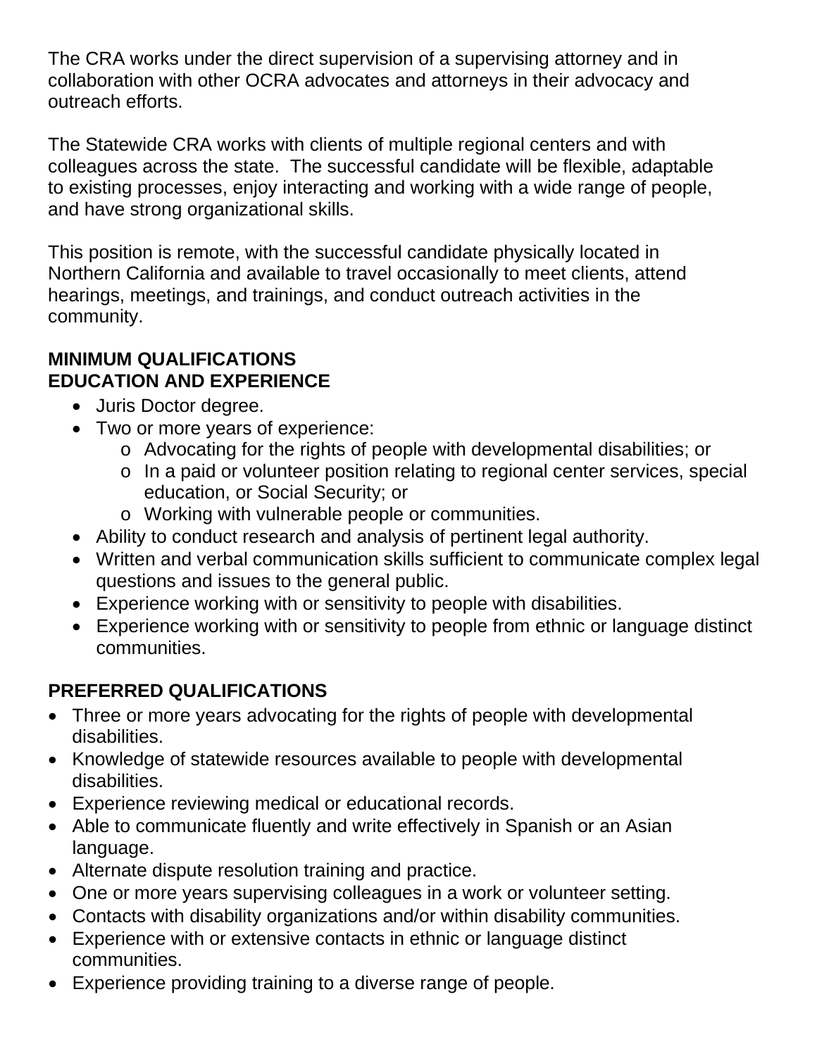The CRA works under the direct supervision of a supervising attorney and in collaboration with other OCRA advocates and attorneys in their advocacy and outreach efforts.

The Statewide CRA works with clients of multiple regional centers and with colleagues across the state. The successful candidate will be flexible, adaptable to existing processes, enjoy interacting and working with a wide range of people, and have strong organizational skills.

This position is remote, with the successful candidate physically located in Northern California and available to travel occasionally to meet clients, attend hearings, meetings, and trainings, and conduct outreach activities in the community.

**MINIMUM QUALIFICATIONS**
**EDUCATION AND EXPERIENCE**

- Juris Doctor degree.
- Two or more years of experience:
  - Advocating for the rights of people with developmental disabilities; or
  - In a paid or volunteer position relating to regional center services, special education, or Social Security; or
  - Working with vulnerable people or communities.
- Ability to conduct research and analysis of pertinent legal authority.
- Written and verbal communication skills sufficient to communicate complex legal questions and issues to the general public.
- Experience working with or sensitivity to people with disabilities.
- Experience working with or sensitivity to people from ethnic or language distinct communities.

**PREFERRED QUALIFICATIONS**

- Three or more years advocating for the rights of people with developmental disabilities.
- Knowledge of statewide resources available to people with developmental disabilities.
- Experience reviewing medical or educational records.
- Able to communicate fluently and write effectively in Spanish or an Asian language.
- Alternate dispute resolution training and practice.
- One or more years supervising colleagues in a work or volunteer setting.
- Contacts with disability organizations and/or within disability communities.
- Experience with or extensive contacts in ethnic or language distinct communities.
- Experience providing training to a diverse range of people.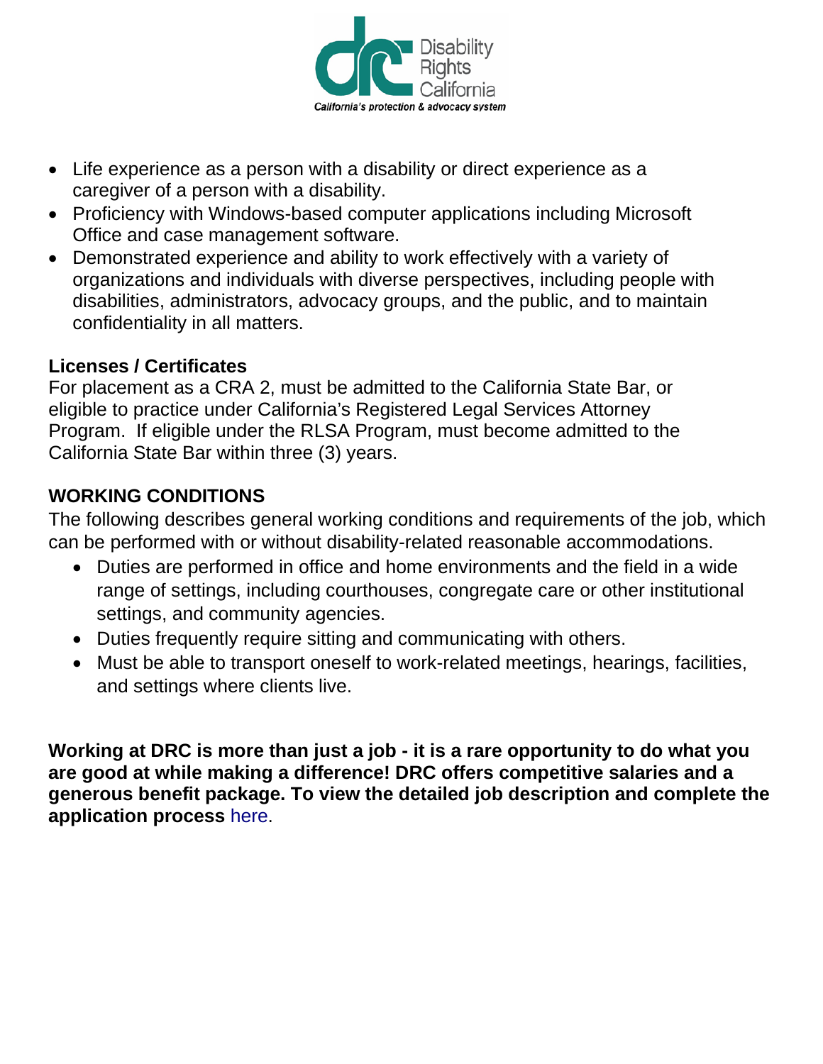- Life experience as a person with a disability or direct experience as a caregiver of a person with a disability.
- Proficiency with Windows-based computer applications including Microsoft Office and case management software.
- Demonstrated experience and ability to work effectively with a variety of organizations and individuals with diverse perspectives, including people with disabilities, administrators, advocacy groups, and the public, and to maintain confidentiality in all matters.

**Licenses / Certificates**

For placement as a CRA 2, must be admitted to the California State Bar, or eligible to practice under California's Registered Legal Services Attorney Program. If eligible under the RLSA Program, must become admitted to the California State Bar within three (3) years.

**WORKING CONDITIONS**

The following describes general working conditions and requirements of the job, which can be performed with or without disability-related reasonable accommodations.

- Duties are performed in office and home environments and the field in a wide range of settings, including courthouses, congregate care or other institutional settings, and community agencies.
- Duties frequently require sitting and communicating with others.
- Must be able to transport oneself to work-related meetings, hearings, facilities, and settings where clients live.

**Working at DRC is more than just a job - it is a rare opportunity to do what you are good at while making a difference! DRC offers competitive salaries and a generous benefit package. To view the detailed job description and complete the application process** here.